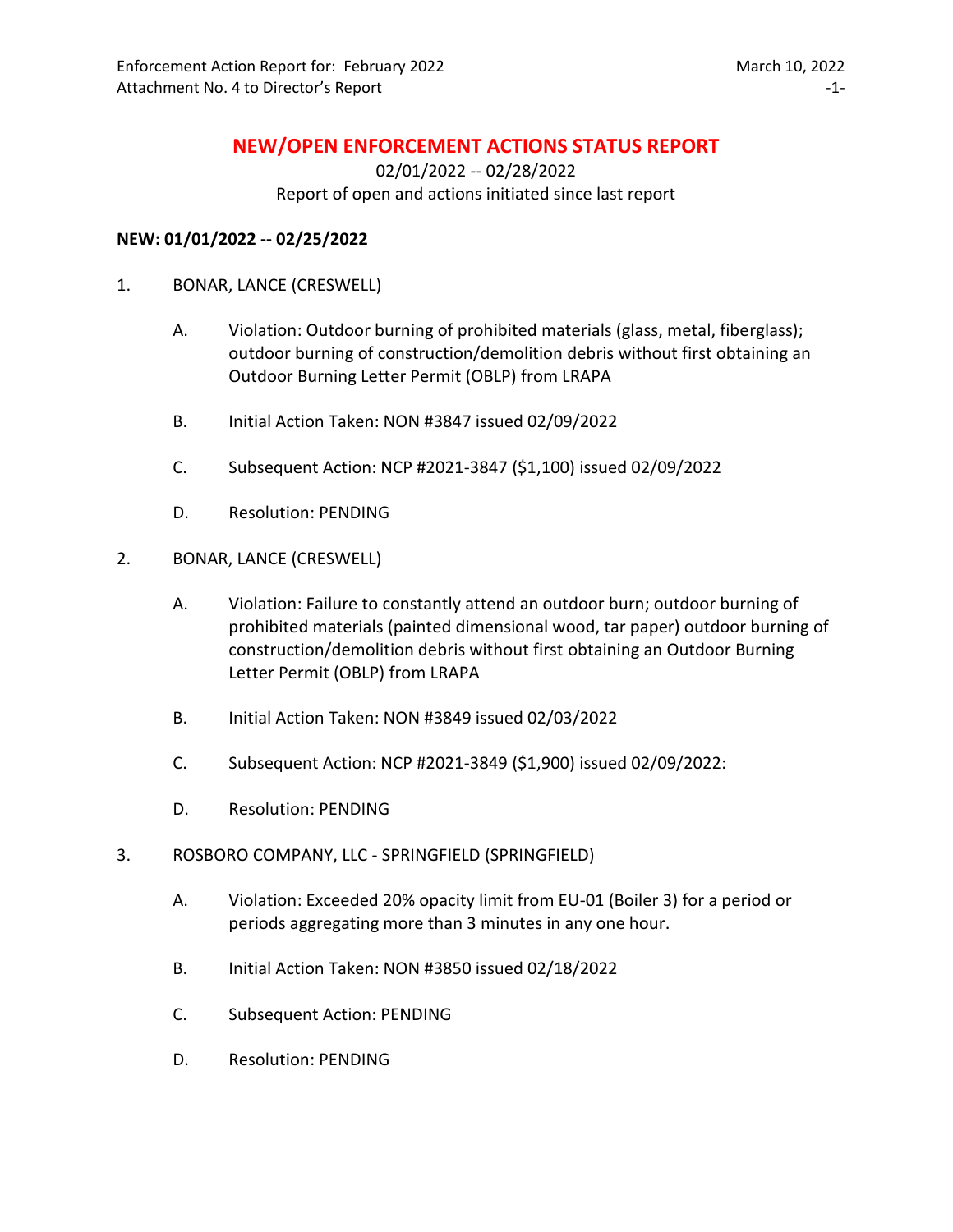# NEW/OPEN ENFORCEMENT ACTIONS STATUS REPORT

02/01/2022 -- 02/28/2022

Report of open and actions initiated since last report

**NEW: 01/01/2022 -- 02/25/2022**

1. BONAR, LANCE (CRESWELL)

   A. Violation: Outdoor burning of prohibited materials (glass, metal, fiberglass); outdoor burning of construction/demolition debris without first obtaining an Outdoor Burning Letter Permit (OBLP) from LRAPA

   B. Initial Action Taken: NON #3847 issued 02/09/2022

   C. Subsequent Action: NCP #2021-3847 ($1,100) issued 02/09/2022

   D. Resolution: PENDING

2. BONAR, LANCE (CRESWELL)

   A. Violation: Failure to constantly attend an outdoor burn; outdoor burning of prohibited materials (painted dimensional wood, tar paper) outdoor burning of construction/demolition debris without first obtaining an Outdoor Burning Letter Permit (OBLP) from LRAPA

   B. Initial Action Taken: NON #3849 issued 02/03/2022

   C. Subsequent Action: NCP #2021-3849 ($1,900) issued 02/09/2022:

   D. Resolution: PENDING

3. ROSBORO COMPANY, LLC - SPRINGFIELD (SPRINGFIELD)

   A. Violation: Exceeded 20% opacity limit from EU-01 (Boiler 3) for a period or periods aggregating more than 3 minutes in any one hour.

   B. Initial Action Taken: NON #3850 issued 02/18/2022

   C. Subsequent Action: PENDING

   D. Resolution: PENDING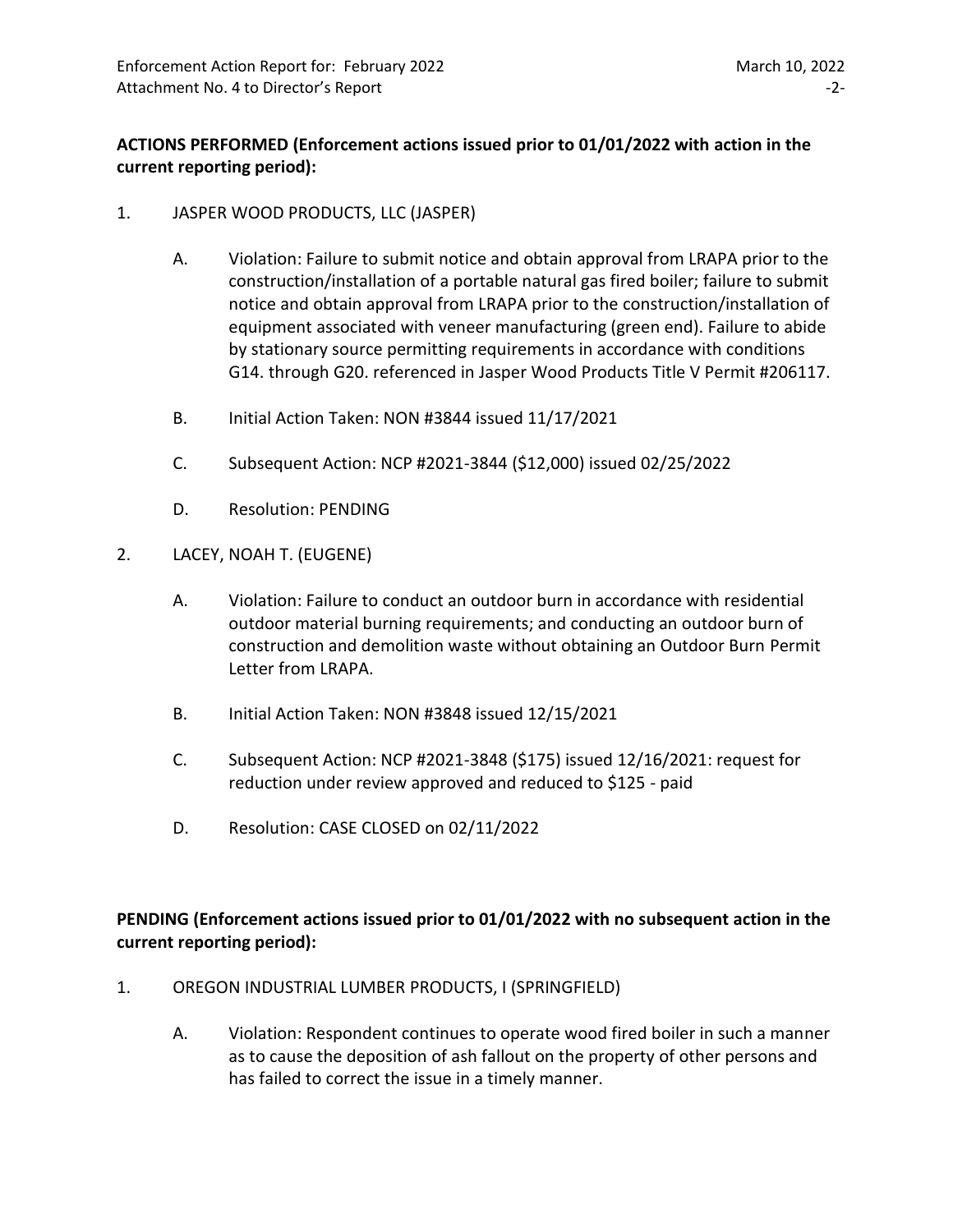**ACTIONS PERFORMED (Enforcement actions issued prior to 01/01/2022 with action in the current reporting period):**

1. JASPER WOOD PRODUCTS, LLC (JASPER)

   A. Violation: Failure to submit notice and obtain approval from LRAPA prior to the construction/installation of a portable natural gas fired boiler; failure to submit notice and obtain approval from LRAPA prior to the construction/installation of equipment associated with veneer manufacturing (green end). Failure to abide by stationary source permitting requirements in accordance with conditions G14. through G20. referenced in Jasper Wood Products Title V Permit #206117.

   B. Initial Action Taken: NON #3844 issued 11/17/2021

   C. Subsequent Action: NCP #2021-3844 ($12,000) issued 02/25/2022

   D. Resolution: PENDING

2. LACEY, NOAH T. (EUGENE)

   A. Violation: Failure to conduct an outdoor burn in accordance with residential outdoor material burning requirements; and conducting an outdoor burn of construction and demolition waste without obtaining an Outdoor Burn Permit Letter from LRAPA.

   B. Initial Action Taken: NON #3848 issued 12/15/2021

   C. Subsequent Action: NCP #2021-3848 ($175) issued 12/16/2021: request for reduction under review approved and reduced to $125 - paid

   D. Resolution: CASE CLOSED on 02/11/2022

**PENDING (Enforcement actions issued prior to 01/01/2022 with no subsequent action in the current reporting period):**

1. OREGON INDUSTRIAL LUMBER PRODUCTS, I (SPRINGFIELD)

   A. Violation: Respondent continues to operate wood fired boiler in such a manner as to cause the deposition of ash fallout on the property of other persons and has failed to correct the issue in a timely manner.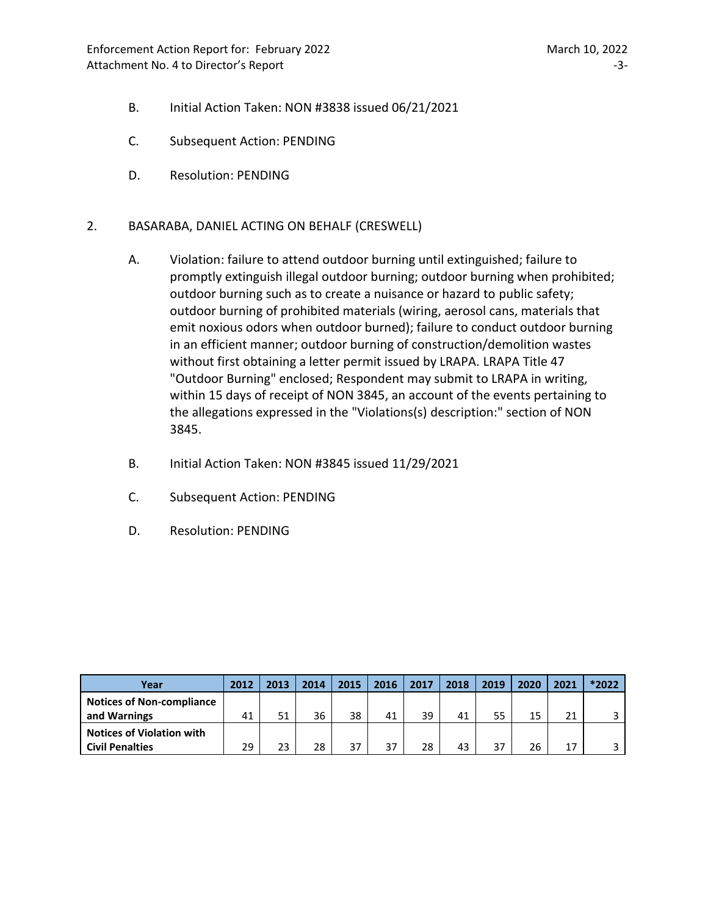B. Initial Action Taken: NON #3838 issued 06/21/2021

C. Subsequent Action: PENDING

D. Resolution: PENDING

2. BASARABA, DANIEL ACTING ON BEHALF (CRESWELL)

A. Violation: failure to attend outdoor burning until extinguished; failure to promptly extinguish illegal outdoor burning; outdoor burning when prohibited; outdoor burning such as to create a nuisance or hazard to public safety; outdoor burning of prohibited materials (wiring, aerosol cans, materials that emit noxious odors when outdoor burned); failure to conduct outdoor burning in an efficient manner; outdoor burning of construction/demolition wastes without first obtaining a letter permit issued by LRAPA. LRAPA Title 47 "Outdoor Burning" enclosed; Respondent may submit to LRAPA in writing, within 15 days of receipt of NON 3845, an account of the events pertaining to the allegations expressed in the "Violations(s) description:" section of NON 3845.

B. Initial Action Taken: NON #3845 issued 11/29/2021

C. Subsequent Action: PENDING

D. Resolution: PENDING

| Year | 2012 | 2013 | 2014 | 2015 | 2016 | 2017 | 2018 | 2019 | 2020 | 2021 | *2022 |
|---|---|---|---|---|---|---|---|---|---|---|---|
| **Notices of Non-compliance and Warnings** | 41 | 51 | 36 | 38 | 41 | 39 | 41 | 55 | 15 | 21 | 3 |
| **Notices of Violation with Civil Penalties** | 29 | 23 | 28 | 37 | 37 | 28 | 43 | 37 | 26 | 17 | 3 |